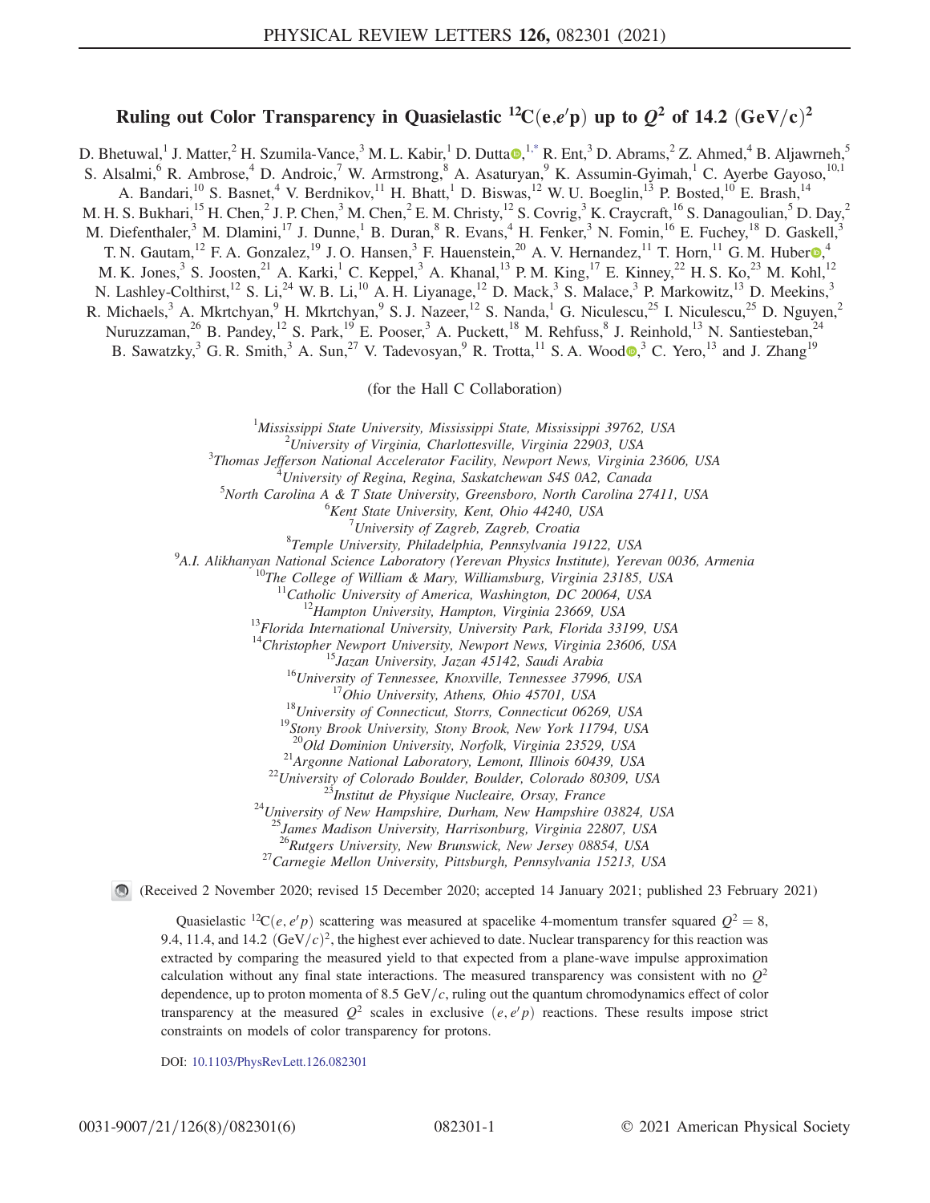# Ruling out Color Transparency in Quasielastic $^{12}C(e,e'p)$ up to $Q^2$ of 14.2 $(GeV/c)^2$

D. Bhetuwal,[1] J. Matter,[2] H. Szumila-Vance,[3] M. L. Kabir,[1] D. Dutta,[1,*] R. Ent,[3] D. Abrams,[2] Z. Ahmed,[4] B. Aljawrneh,[5] S. Alsalmi,[6] R. Ambrose,[4] D. Androic,[7] W. Armstrong,[8] A. Asaturyan,[9] K. Assumin-Gyimah,[1] C. Ayerbe Gayoso,[10,1] A. Bandari,[10] S. Basnet,[4] V. Berdnikov,[11] H. Bhatt,[1] D. Biswas,[12] W. U. Boeglin,[13] P. Bosted,[10] E. Brash,[14] M. H. S. Bukhari,[15] H. Chen,[2] J. P. Chen,[3] M. Chen,[2] E. M. Christy,[12] S. Covrig,[3] K. Craycraft,[16] S. Danagoulian,[5] D. Day,[2] M. Diefenthaler,[3] M. Dlamini,[17] J. Dunne,[1] B. Duran,[8] R. Evans,[4] H. Fenker,[3] N. Fomin,[16] E. Fuchey,[18] D. Gaskell,[3] T. N. Gautam,[12] F. A. Gonzalez,[19] J. O. Hansen,[3] F. Hauenstein,[20] A. V. Hernandez,[11] T. Horn,[11] G. M. Huber,[4] M. K. Jones,[3] S. Joosten,[21] A. Karki,[1] C. Keppel,[3] A. Khanal,[13] P. M. King,[17] E. Kinney,[22] H. S. Ko,[23] M. Kohl,[12] N. Lashley-Colthirst,[12] S. Li,[24] W. B. Li,[10] A. H. Liyanage,[12] D. Mack,[3] S. Malace,[3] P. Markowitz,[13] D. Meekins,[3] R. Michaels,[3] A. Mkrtchyan,[9] H. Mkrtchyan,[9] S. J. Nazeer,[12] S. Nanda,[1] G. Niculescu,[25] I. Niculescu,[25] D. Nguyen,[2] Nuruzzaman,[26] B. Pandey,[12] S. Park,[19] E. Pooser,[3] A. Puckett,[18] M. Rehfuss,[8] J. Reinhold,[13] N. Santiesteban,[24] B. Sawatzky,[3] G. R. Smith,[3] A. Sun,[27] V. Tadevosyan,[9] R. Trotta,[11] S. A. Wood,[3] C. Yero,[13] and J. Zhang[19]

(for the Hall C Collaboration)

[1] Mississippi State University, Mississippi State, Mississippi 39762, USA
[2] University of Virginia, Charlottesville, Virginia 22903, USA
[3] Thomas Jefferson National Accelerator Facility, Newport News, Virginia 23606, USA
[4] University of Regina, Regina, Saskatchewan S4S 0A2, Canada
[5] North Carolina A & T State University, Greensboro, North Carolina 27411, USA
[6] Kent State University, Kent, Ohio 44240, USA
[7] University of Zagreb, Zagreb, Croatia
[8] Temple University, Philadelphia, Pennsylvania 19122, USA
[9] A.I. Alikhanyan National Science Laboratory (Yerevan Physics Institute), Yerevan 0036, Armenia
[10] The College of William & Mary, Williamsburg, Virginia 23185, USA
[11] Catholic University of America, Washington, DC 20064, USA
[12] Hampton University, Hampton, Virginia 23669, USA
[13] Florida International University, University Park, Florida 33199, USA
[14] Christopher Newport University, Newport News, Virginia 23606, USA
[15] Jazan University, Jazan 45142, Saudi Arabia
[16] University of Tennessee, Knoxville, Tennessee 37996, USA
[17] Ohio University, Athens, Ohio 45701, USA
[18] University of Connecticut, Storrs, Connecticut 06269, USA
[19] Stony Brook University, Stony Brook, New York 11794, USA
[20] Old Dominion University, Norfolk, Virginia 23529, USA
[21] Argonne National Laboratory, Lemont, Illinois 60439, USA
[22] University of Colorado Boulder, Boulder, Colorado 80309, USA
[23] Institut de Physique Nucleaire, Orsay, France
[24] University of New Hampshire, Durham, New Hampshire 03824, USA
[25] James Madison University, Harrisonburg, Virginia 22807, USA
[26] Rutgers University, New Brunswick, New Jersey 08854, USA
[27] Carnegie Mellon University, Pittsburgh, Pennsylvania 15213, USA

(Received 2 November 2020; revised 15 December 2020; accepted 14 January 2021; published 23 February 2021)

Quasielastic $^{12}C(e,e'p)$ scattering was measured at spacelike 4-momentum transfer squared $Q^2 = 8$, 9.4, 11.4, and 14.2 $(GeV/c)^2$, the highest ever achieved to date. Nuclear transparency for this reaction was extracted by comparing the measured yield to that expected from a plane-wave impulse approximation calculation without any final state interactions. The measured transparency was consistent with no $Q^2$ dependence, up to proton momenta of 8.5 GeV/$c$, ruling out the quantum chromodynamics effect of color transparency at the measured $Q^2$ scales in exclusive $(e,e'p)$ reactions. These results impose strict constraints on models of color transparency for protons.

DOI: 10.1103/PhysRevLett.126.082301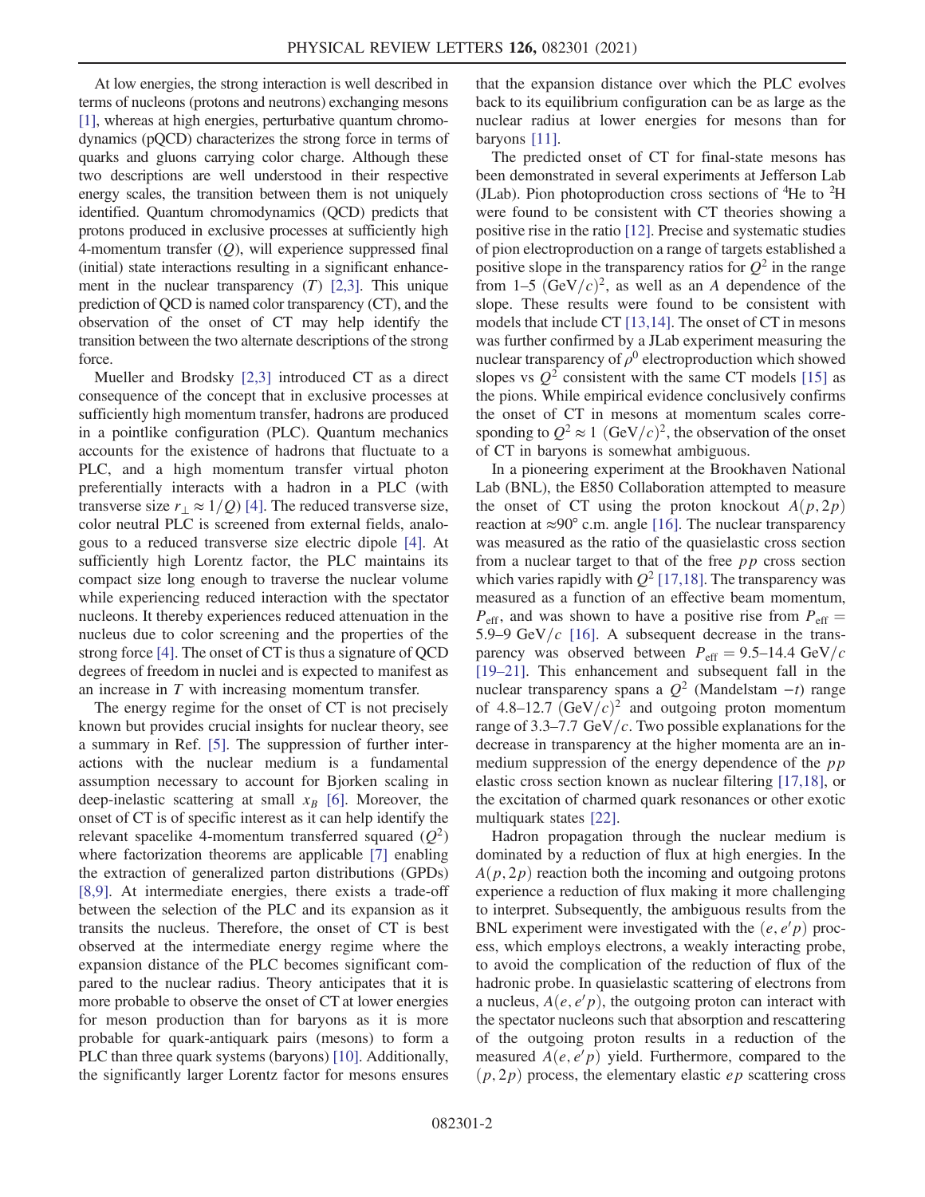At low energies, the strong interaction is well described in terms of nucleons (protons and neutrons) exchanging mesons [1], whereas at high energies, perturbative quantum chromodynamics (pQCD) characterizes the strong force in terms of quarks and gluons carrying color charge. Although these two descriptions are well understood in their respective energy scales, the transition between them is not uniquely identified. Quantum chromodynamics (QCD) predicts that protons produced in exclusive processes at sufficiently high 4-momentum transfer ($Q$), will experience suppressed final (initial) state interactions resulting in a significant enhancement in the nuclear transparency ($T$) [2,3]. This unique prediction of QCD is named color transparency (CT), and the observation of the onset of CT may help identify the transition between the two alternate descriptions of the strong force.

Mueller and Brodsky [2,3] introduced CT as a direct consequence of the concept that in exclusive processes at sufficiently high momentum transfer, hadrons are produced in a pointlike configuration (PLC). Quantum mechanics accounts for the existence of hadrons that fluctuate to a PLC, and a high momentum transfer virtual photon preferentially interacts with a hadron in a PLC (with transverse size $r_\perp \approx 1/Q$) [4]. The reduced transverse size, color neutral PLC is screened from external fields, analogous to a reduced transverse size electric dipole [4]. At sufficiently high Lorentz factor, the PLC maintains its compact size long enough to traverse the nuclear volume while experiencing reduced interaction with the spectator nucleons. It thereby experiences reduced attenuation in the nucleus due to color screening and the properties of the strong force [4]. The onset of CT is thus a signature of QCD degrees of freedom in nuclei and is expected to manifest as an increase in $T$ with increasing momentum transfer.

The energy regime for the onset of CT is not precisely known but provides crucial insights for nuclear theory, see a summary in Ref. [5]. The suppression of further interactions with the nuclear medium is a fundamental assumption necessary to account for Bjorken scaling in deep-inelastic scattering at small $x_B$ [6]. Moreover, the onset of CT is of specific interest as it can help identify the relevant spacelike 4-momentum transferred squared ($Q^2$) where factorization theorems are applicable [7] enabling the extraction of generalized parton distributions (GPDs) [8,9]. At intermediate energies, there exists a trade-off between the selection of the PLC and its expansion as it transits the nucleus. Therefore, the onset of CT is best observed at the intermediate energy regime where the expansion distance of the PLC becomes significant compared to the nuclear radius. Theory anticipates that it is more probable to observe the onset of CT at lower energies for meson production than for baryons as it is more probable for quark-antiquark pairs (mesons) to form a PLC than three quark systems (baryons) [10]. Additionally, the significantly larger Lorentz factor for mesons ensures that the expansion distance over which the PLC evolves back to its equilibrium configuration can be as large as the nuclear radius at lower energies for mesons than for baryons [11].

The predicted onset of CT for final-state mesons has been demonstrated in several experiments at Jefferson Lab (JLab). Pion photoproduction cross sections of $^4$He to $^2$H were found to be consistent with CT theories showing a positive rise in the ratio [12]. Precise and systematic studies of pion electroproduction on a range of targets established a positive slope in the transparency ratios for $Q^2$ in the range from 1–5 $(\mathrm{GeV}/c)^2$, as well as an $A$ dependence of the slope. These results were found to be consistent with models that include CT [13,14]. The onset of CT in mesons was further confirmed by a JLab experiment measuring the nuclear transparency of $\rho^0$ electroproduction which showed slopes vs $Q^2$ consistent with the same CT models [15] as the pions. While empirical evidence conclusively confirms the onset of CT in mesons at momentum scales corresponding to $Q^2 \approx 1$ $(\mathrm{GeV}/c)^2$, the observation of the onset of CT in baryons is somewhat ambiguous.

In a pioneering experiment at the Brookhaven National Lab (BNL), the E850 Collaboration attempted to measure the onset of CT using the proton knockout $A(p,2p)$ reaction at $\approx 90°$ c.m. angle [16]. The nuclear transparency was measured as the ratio of the quasielastic cross section from a nuclear target to that of the free $pp$ cross section which varies rapidly with $Q^2$ [17,18]. The transparency was measured as a function of an effective beam momentum, $P_{\mathrm{eff}}$, and was shown to have a positive rise from $P_{\mathrm{eff}} =$ 5.9–9 GeV/$c$ [16]. A subsequent decrease in the transparency was observed between $P_{\mathrm{eff}} = 9.5$–$14.4$ GeV/$c$ [19–21]. This enhancement and subsequent fall in the nuclear transparency spans a $Q^2$ (Mandelstam $-t$) range of 4.8–12.7 $(\mathrm{GeV}/c)^2$ and outgoing proton momentum range of 3.3–7.7 GeV/$c$. Two possible explanations for the decrease in transparency at the higher momenta are an in-medium suppression of the energy dependence of the $pp$ elastic cross section known as nuclear filtering [17,18], or the excitation of charmed quark resonances or other exotic multiquark states [22].

Hadron propagation through the nuclear medium is dominated by a reduction of flux at high energies. In the $A(p,2p)$ reaction both the incoming and outgoing protons experience a reduction of flux making it more challenging to interpret. Subsequently, the ambiguous results from the BNL experiment were investigated with the $(e,e'p)$ process, which employs electrons, a weakly interacting probe, to avoid the complication of the reduction of flux of the hadronic probe. In quasielastic scattering of electrons from a nucleus, $A(e,e'p)$, the outgoing proton can interact with the spectator nucleons such that absorption and rescattering of the outgoing proton result in a reduction of the measured $A(e,e'p)$ yield. Furthermore, compared to the $(p,2p)$ process, the elementary elastic $ep$ scattering cross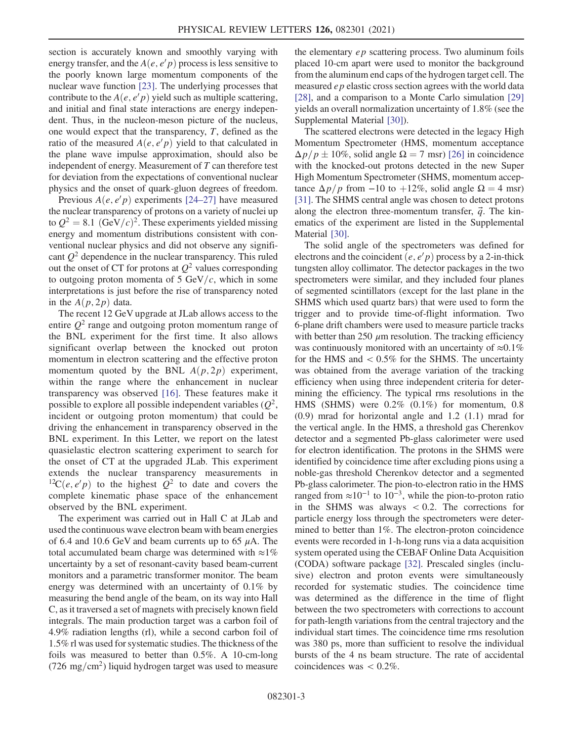section is accurately known and smoothly varying with energy transfer, and the $A(e, e'p)$ process is less sensitive to the poorly known large momentum components of the nuclear wave function [23]. The underlying processes that contribute to the $A(e, e'p)$ yield such as multiple scattering, and initial and final state interactions are energy independent. Thus, in the nucleon-meson picture of the nucleus, one would expect that the transparency, $T$, defined as the ratio of the measured $A(e, e'p)$ yield to that calculated in the plane wave impulse approximation, should also be independent of energy. Measurement of $T$ can therefore test for deviation from the expectations of conventional nuclear physics and the onset of quark-gluon degrees of freedom.

Previous $A(e, e'p)$ experiments [24–27] have measured the nuclear transparency of protons on a variety of nuclei up to $Q^2 = 8.1\ (\mathrm{GeV}/c)^2$. These experiments yielded missing energy and momentum distributions consistent with conventional nuclear physics and did not observe any significant $Q^2$ dependence in the nuclear transparency. This ruled out the onset of CT for protons at $Q^2$ values corresponding to outgoing proton momenta of 5 GeV/$c$, which in some interpretations is just before the rise of transparency noted in the $A(p, 2p)$ data.

The recent 12 GeV upgrade at JLab allows access to the entire $Q^2$ range and outgoing proton momentum range of the BNL experiment for the first time. It also allows significant overlap between the knocked out proton momentum in electron scattering and the effective proton momentum quoted by the BNL $A(p, 2p)$ experiment, within the range where the enhancement in nuclear transparency was observed [16]. These features make it possible to explore all possible independent variables ($Q^2$, incident or outgoing proton momentum) that could be driving the enhancement in transparency observed in the BNL experiment. In this Letter, we report on the latest quasielastic electron scattering experiment to search for the onset of CT at the upgraded JLab. This experiment extends the nuclear transparency measurements in $^{12}\mathrm{C}(e, e'p)$ to the highest $Q^2$ to date and covers the complete kinematic phase space of the enhancement observed by the BNL experiment.

The experiment was carried out in Hall C at JLab and used the continuous wave electron beam with beam energies of 6.4 and 10.6 GeV and beam currents up to 65 $\mu$A. The total accumulated beam charge was determined with $\approx 1\%$ uncertainty by a set of resonant-cavity based beam-current monitors and a parametric transformer monitor. The beam energy was determined with an uncertainty of 0.1% by measuring the bend angle of the beam, on its way into Hall C, as it traversed a set of magnets with precisely known field integrals. The main production target was a carbon foil of 4.9% radiation lengths (rl), while a second carbon foil of 1.5% rl was used for systematic studies. The thickness of the foils was measured to better than 0.5%. A 10-cm-long (726 mg/cm$^2$) liquid hydrogen target was used to measure the elementary $ep$ scattering process. Two aluminum foils placed 10-cm apart were used to monitor the background from the aluminum end caps of the hydrogen target cell. The measured $ep$ elastic cross section agrees with the world data [28], and a comparison to a Monte Carlo simulation [29] yields an overall normalization uncertainty of 1.8% (see the Supplemental Material [30]).

The scattered electrons were detected in the legacy High Momentum Spectrometer (HMS, momentum acceptance $\Delta p/p \pm 10\%$, solid angle $\Omega = 7$ msr) [26] in coincidence with the knocked-out protons detected in the new Super High Momentum Spectrometer (SHMS, momentum acceptance $\Delta p/p$ from $-10$ to $+12\%$, solid angle $\Omega = 4$ msr) [31]. The SHMS central angle was chosen to detect protons along the electron three-momentum transfer, $\vec{q}$. The kinematics of the experiment are listed in the Supplemental Material [30].

The solid angle of the spectrometers was defined for electrons and the coincident $(e, e'p)$ process by a 2-in-thick tungsten alloy collimator. The detector packages in the two spectrometers were similar, and they included four planes of segmented scintillators (except for the last plane in the SHMS which used quartz bars) that were used to form the trigger and to provide time-of-flight information. Two 6-plane drift chambers were used to measure particle tracks with better than 250 $\mu$m resolution. The tracking efficiency was continuously monitored with an uncertainty of $\approx 0.1\%$ for the HMS and $< 0.5\%$ for the SHMS. The uncertainty was obtained from the average variation of the tracking efficiency when using three independent criteria for determining the efficiency. The typical rms resolutions in the HMS (SHMS) were 0.2% (0.1%) for momentum, 0.8 (0.9) mrad for horizontal angle and 1.2 (1.1) mrad for the vertical angle. In the HMS, a threshold gas Cherenkov detector and a segmented Pb-glass calorimeter were used for electron identification. The protons in the SHMS were identified by coincidence time after excluding pions using a noble-gas threshold Cherenkov detector and a segmented Pb-glass calorimeter. The pion-to-electron ratio in the HMS ranged from $\approx 10^{-1}$ to $10^{-3}$, while the pion-to-proton ratio in the SHMS was always $< 0.2$. The corrections for particle energy loss through the spectrometers were determined to better than 1%. The electron-proton coincidence events were recorded in 1-h-long runs via a data acquisition system operated using the CEBAF Online Data Acquisition (CODA) software package [32]. Prescaled singles (inclusive) electron and proton events were simultaneously recorded for systematic studies. The coincidence time was determined as the difference in the time of flight between the two spectrometers with corrections to account for path-length variations from the central trajectory and the individual start times. The coincidence time rms resolution was 380 ps, more than sufficient to resolve the individual bursts of the 4 ns beam structure. The rate of accidental coincidences was $< 0.2\%$.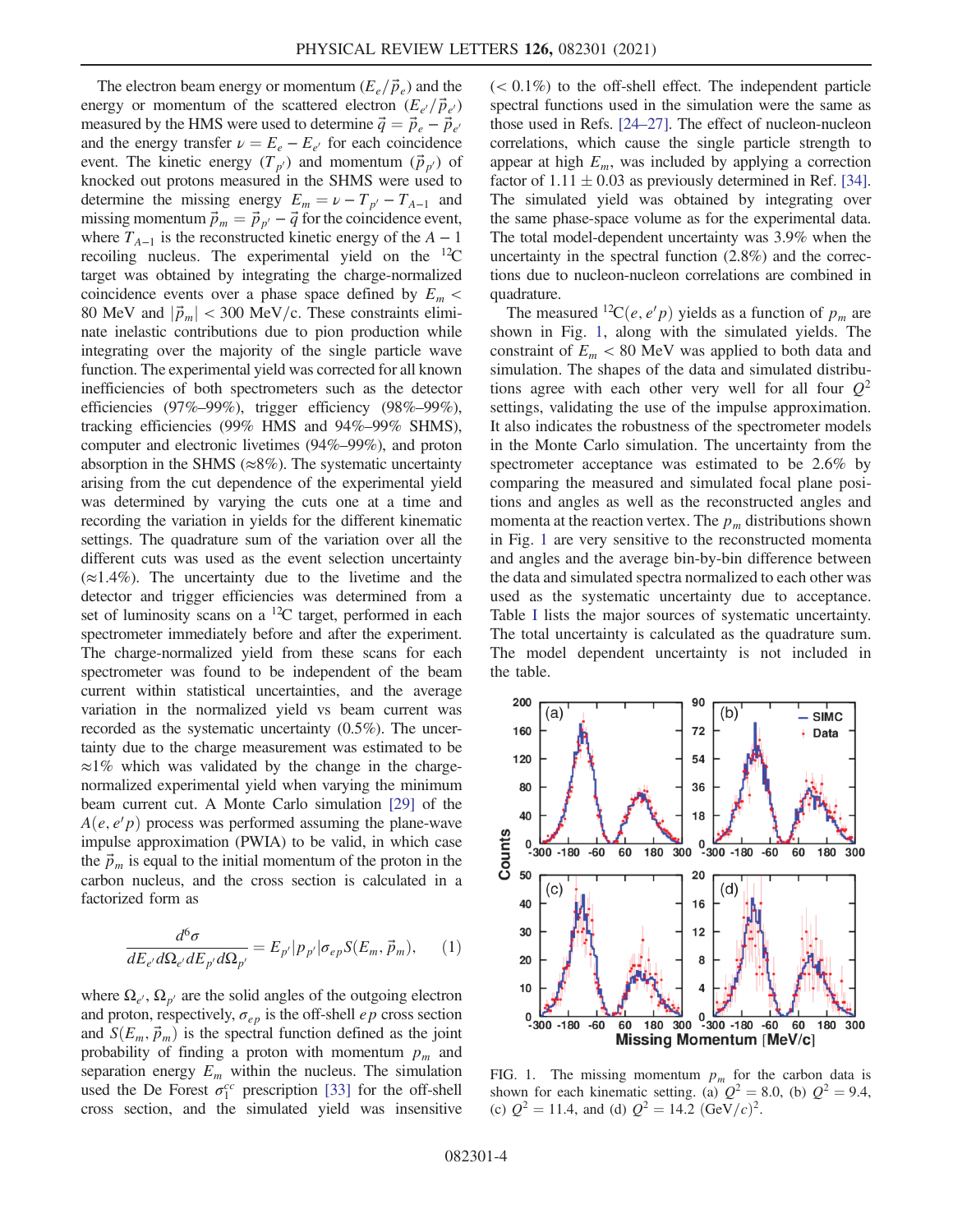The electron beam energy or momentum ($E_e/\vec{p}_e$) and the energy or momentum of the scattered electron ($E_{e'}/\vec{p}_{e'}$) measured by the HMS were used to determine $\vec{q} = \vec{p}_e - \vec{p}_{e'}$ and the energy transfer $\nu = E_e - E_{e'}$ for each coincidence event. The kinetic energy ($T_{p'}$) and momentum ($\vec{p}_{p'}$) of knocked out protons measured in the SHMS were used to determine the missing energy $E_m = \nu - T_{p'} - T_{A-1}$ and missing momentum $\vec{p}_m = \vec{p}_{p'} - \vec{q}$ for the coincidence event, where $T_{A-1}$ is the reconstructed kinetic energy of the $A-1$ recoiling nucleus. The experimental yield on the $^{12}$C target was obtained by integrating the charge-normalized coincidence events over a phase space defined by $E_m < 80$ MeV and $|\vec{p}_m| < 300$ MeV/c. These constraints eliminate inelastic contributions due to pion production while integrating over the majority of the single particle wave function. The experimental yield was corrected for all known inefficiencies of both spectrometers such as the detector efficiencies (97%–99%), trigger efficiency (98%–99%), tracking efficiencies (99% HMS and 94%–99% SHMS), computer and electronic livetimes (94%–99%), and proton absorption in the SHMS ($\approx$8%). The systematic uncertainty arising from the cut dependence of the experimental yield was determined by varying the cuts one at a time and recording the variation in yields for the different kinematic settings. The quadrature sum of the variation over all the different cuts was used as the event selection uncertainty ($\approx$1.4%). The uncertainty due to the livetime and the detector and trigger efficiencies was determined from a set of luminosity scans on a $^{12}$C target, performed in each spectrometer immediately before and after the experiment. The charge-normalized yield from these scans for each spectrometer was found to be independent of the beam current within statistical uncertainties, and the average variation in the normalized yield vs beam current was recorded as the systematic uncertainty (0.5%). The uncertainty due to the charge measurement was estimated to be $\approx$1% which was validated by the change in the charge-normalized experimental yield when varying the minimum beam current cut. A Monte Carlo simulation [29] of the $A(e, e'p)$ process was performed assuming the plane-wave impulse approximation (PWIA) to be valid, in which case the $\vec{p}_m$ is equal to the initial momentum of the proton in the carbon nucleus, and the cross section is calculated in a factorized form as

$$\frac{d^6\sigma}{dE_{e'} d\Omega_{e'} dE_{p'} d\Omega_{p'}} = E_{p'} |p_{p'}| \sigma_{ep} S(E_m, \vec{p}_m), \qquad (1)$$

where $\Omega_{e'}$, $\Omega_{p'}$ are the solid angles of the outgoing electron and proton, respectively, $\sigma_{ep}$ is the off-shell $ep$ cross section and $S(E_m, \vec{p}_m)$ is the spectral function defined as the joint probability of finding a proton with momentum $p_m$ and separation energy $E_m$ within the nucleus. The simulation used the De Forest $\sigma_1^{cc}$ prescription [33] for the off-shell cross section, and the simulated yield was insensitive (< 0.1%) to the off-shell effect. The independent particle spectral functions used in the simulation were the same as those used in Refs. [24–27]. The effect of nucleon-nucleon correlations, which cause the single particle strength to appear at high $E_m$, was included by applying a correction factor of $1.11 \pm 0.03$ as previously determined in Ref. [34]. The simulated yield was obtained by integrating over the same phase-space volume as for the experimental data. The total model-dependent uncertainty was 3.9% when the uncertainty in the spectral function (2.8%) and the corrections due to nucleon-nucleon correlations are combined in quadrature.

The measured $^{12}$C$(e, e'p)$ yields as a function of $p_m$ are shown in Fig. 1, along with the simulated yields. The constraint of $E_m < 80$ MeV was applied to both data and simulation. The shapes of the data and simulated distributions agree with each other very well for all four $Q^2$ settings, validating the use of the impulse approximation. It also indicates the robustness of the spectrometer models in the Monte Carlo simulation. The uncertainty from the spectrometer acceptance was estimated to be 2.6% by comparing the measured and simulated focal plane positions and angles as well as the reconstructed angles and momenta at the reaction vertex. The $p_m$ distributions shown in Fig. 1 are very sensitive to the reconstructed momenta and angles and the average bin-by-bin difference between the data and simulated spectra normalized to each other was used as the systematic uncertainty due to acceptance. Table I lists the major sources of systematic uncertainty. The total uncertainty is calculated as the quadrature sum. The model dependent uncertainty is not included in the table.

FIG. 1. The missing momentum $p_m$ for the carbon data is shown for each kinematic setting. (a) $Q^2 = 8.0$, (b) $Q^2 = 9.4$, (c) $Q^2 = 11.4$, and (d) $Q^2 = 14.2$ (GeV/$c$)$^2$.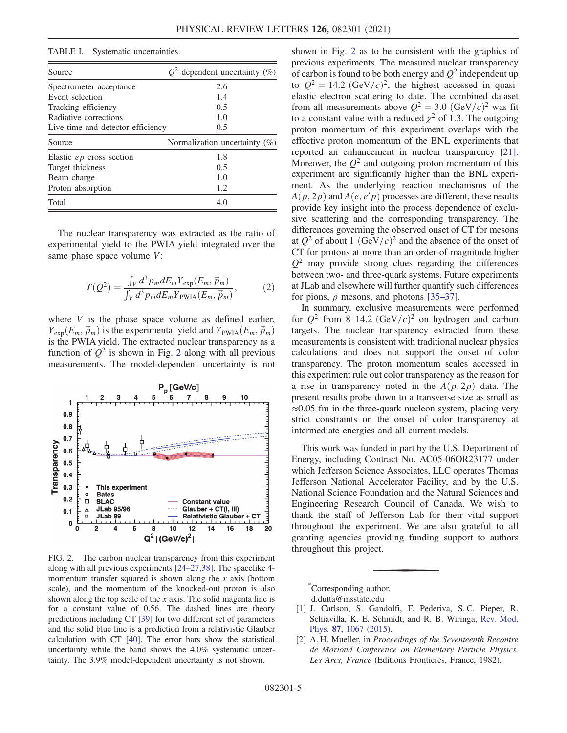TABLE I. Systematic uncertainties.

| Source | $Q^2$ dependent uncertainty (%) |
|---|---|
| Spectrometer acceptance | 2.6 |
| Event selection | 1.4 |
| Tracking efficiency | 0.5 |
| Radiative corrections | 1.0 |
| Live time and detector efficiency | 0.5 |
| **Source** | **Normalization uncertainty (%)** |
| Elastic $ep$ cross section | 1.8 |
| Target thickness | 0.5 |
| Beam charge | 1.0 |
| Proton absorption | 1.2 |
| Total | 4.0 |

The nuclear transparency was extracted as the ratio of experimental yield to the PWIA yield integrated over the same phase space volume $V$:

$$T(Q^2) = \frac{\int_V d^3 p_m dE_m Y_{\rm exp}(E_m, \vec{p}_m)}{\int_V d^3 p_m dE_m Y_{\rm PWIA}(E_m, \vec{p}_m)}, \qquad (2)$$

where $V$ is the phase space volume as defined earlier, $Y_{\rm exp}(E_m, \vec{p}_m)$ is the experimental yield and $Y_{\rm PWIA}(E_m, \vec{p}_m)$ is the PWIA yield. The extracted nuclear transparency as a function of $Q^2$ is shown in Fig. 2 along with all previous measurements. The model-dependent uncertainty is not shown in Fig. 2 as to be consistent with the graphics of previous experiments. The measured nuclear transparency of carbon is found to be both energy and $Q^2$ independent up to $Q^2 = 14.2\ ({\rm GeV}/c)^2$, the highest accessed in quasi-elastic electron scattering to date. The combined dataset from all measurements above $Q^2 = 3.0\ ({\rm GeV}/c)^2$ was fit to a constant value with a reduced $\chi^2$ of 1.3. The outgoing proton momentum of this experiment overlaps with the effective proton momentum of the BNL experiments that reported an enhancement in nuclear transparency [21]. Moreover, the $Q^2$ and outgoing proton momentum of this experiment are significantly higher than the BNL experiment. As the underlying reaction mechanisms of the $A(p, 2p)$ and $A(e, e'p)$ processes are different, these results provide key insight into the process dependence of exclusive scattering and the corresponding transparency. The differences governing the observed onset of CT for mesons at $Q^2$ of about 1 $({\rm GeV}/c)^2$ and the absence of the onset of CT for protons at more than an order-of-magnitude higher $Q^2$ may provide strong clues regarding the differences between two- and three-quark systems. Future experiments at JLab and elsewhere will further quantify such differences for pions, $\rho$ mesons, and photons [35–37].

FIG. 2. The carbon nuclear transparency from this experiment along with all previous experiments [24–27,38]. The spacelike 4-momentum transfer squared is shown along the $x$ axis (bottom scale), and the momentum of the knocked-out proton is also shown along the top scale of the $x$ axis. The solid magenta line is for a constant value of 0.56. The dashed lines are theory predictions including CT [39] for two different set of parameters and the solid blue line is a prediction from a relativistic Glauber calculation with CT [40]. The error bars show the statistical uncertainty while the band shows the 4.0% systematic uncertainty. The 3.9% model-dependent uncertainty is not shown.

In summary, exclusive measurements were performed for $Q^2$ from 8–14.2 $({\rm GeV}/c)^2$ on hydrogen and carbon targets. The nuclear transparency extracted from these measurements is consistent with traditional nuclear physics calculations and does not support the onset of color transparency. The proton momentum scales accessed in this experiment rule out color transparency as the reason for a rise in transparency noted in the $A(p, 2p)$ data. The present results probe down to a transverse-size as small as $\approx$0.05 fm in the three-quark nucleon system, placing very strict constraints on the onset of color transparency at intermediate energies and all current models.

This work was funded in part by the U.S. Department of Energy, including Contract No. AC05-06OR23177 under which Jefferson Science Associates, LLC operates Thomas Jefferson National Accelerator Facility, and by the U.S. National Science Foundation and the Natural Sciences and Engineering Research Council of Canada. We wish to thank the staff of Jefferson Lab for their vital support throughout the experiment. We are also grateful to all granting agencies providing funding support to authors throughout this project.

[*] Corresponding author.
d.dutta@msstate.edu

[1] J. Carlson, S. Gandolfi, F. Pederiva, S. C. Pieper, R. Schiavilla, K. E. Schmidt, and R. B. Wiringa, Rev. Mod. Phys. **87**, 1067 (2015).

[2] A. H. Mueller, in *Proceedings of the Seventeenth Recontre de Moriond Conference on Elementary Particle Physics. Les Arcs, France* (Editions Frontieres, France, 1982).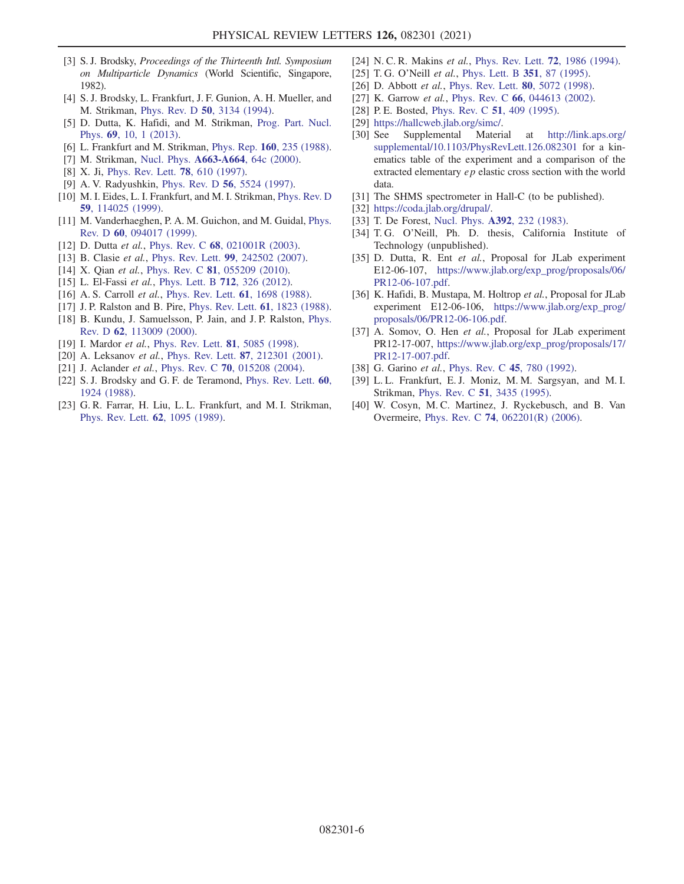[3] S. J. Brodsky, *Proceedings of the Thirteenth Intl. Symposium on Multiparticle Dynamics* (World Scientific, Singapore, 1982).

[4] S. J. Brodsky, L. Frankfurt, J. F. Gunion, A. H. Mueller, and M. Strikman, Phys. Rev. D **50**, 3134 (1994).

[5] D. Dutta, K. Hafidi, and M. Strikman, Prog. Part. Nucl. Phys. **69**, 10, 1 (2013).

[6] L. Frankfurt and M. Strikman, Phys. Rep. **160**, 235 (1988).

[7] M. Strikman, Nucl. Phys. **A663-A664**, 64c (2000).

[8] X. Ji, Phys. Rev. Lett. **78**, 610 (1997).

[9] A. V. Radyushkin, Phys. Rev. D **56**, 5524 (1997).

[10] M. I. Eides, L. I. Frankfurt, and M. I. Strikman, Phys. Rev. D **59**, 114025 (1999).

[11] M. Vanderhaeghen, P. A. M. Guichon, and M. Guidal, Phys. Rev. D **60**, 094017 (1999).

[12] D. Dutta *et al.*, Phys. Rev. C **68**, 021001R (2003).

[13] B. Clasie *et al.*, Phys. Rev. Lett. **99**, 242502 (2007).

[14] X. Qian *et al.*, Phys. Rev. C **81**, 055209 (2010).

[15] L. El-Fassi *et al.*, Phys. Lett. B **712**, 326 (2012).

[16] A. S. Carroll *et al.*, Phys. Rev. Lett. **61**, 1698 (1988).

[17] J. P. Ralston and B. Pire, Phys. Rev. Lett. **61**, 1823 (1988).

[18] B. Kundu, J. Samuelsson, P. Jain, and J. P. Ralston, Phys. Rev. D **62**, 113009 (2000).

[19] I. Mardor *et al.*, Phys. Rev. Lett. **81**, 5085 (1998).

[20] A. Leksanov *et al.*, Phys. Rev. Lett. **87**, 212301 (2001).

[21] J. Aclander *et al.*, Phys. Rev. C **70**, 015208 (2004).

[22] S. J. Brodsky and G. F. de Teramond, Phys. Rev. Lett. **60**, 1924 (1988).

[23] G. R. Farrar, H. Liu, L. L. Frankfurt, and M. I. Strikman, Phys. Rev. Lett. **62**, 1095 (1989).

[24] N. C. R. Makins *et al.*, Phys. Rev. Lett. **72**, 1986 (1994).

[25] T. G. O'Neill *et al.*, Phys. Lett. B **351**, 87 (1995).

[26] D. Abbott *et al.*, Phys. Rev. Lett. **80**, 5072 (1998).

[27] K. Garrow *et al.*, Phys. Rev. C **66**, 044613 (2002).

[28] P. E. Bosted, Phys. Rev. C **51**, 409 (1995).

[29] https://hallcweb.jlab.org/simc/.

[30] See Supplemental Material at http://link.aps.org/supplemental/10.1103/PhysRevLett.126.082301 for a kinematics table of the experiment and a comparison of the extracted elementary $ep$ elastic cross section with the world data.

[31] The SHMS spectrometer in Hall-C (to be published).

[32] https://coda.jlab.org/drupal/.

[33] T. De Forest, Nucl. Phys. **A392**, 232 (1983).

[34] T. G. O'Neill, Ph. D. thesis, California Institute of Technology (unpublished).

[35] D. Dutta, R. Ent *et al.*, Proposal for JLab experiment E12-06-107, https://www.jlab.org/exp_prog/proposals/06/PR12-06-107.pdf.

[36] K. Hafidi, B. Mustapa, M. Holtrop *et al.*, Proposal for JLab experiment E12-06-106, https://www.jlab.org/exp_prog/proposals/06/PR12-06-106.pdf.

[37] A. Somov, O. Hen *et al.*, Proposal for JLab experiment PR12-17-007, https://www.jlab.org/exp_prog/proposals/17/PR12-17-007.pdf.

[38] G. Garino *et al.*, Phys. Rev. C **45**, 780 (1992).

[39] L. L. Frankfurt, E. J. Moniz, M. M. Sargsyan, and M. I. Strikman, Phys. Rev. C **51**, 3435 (1995).

[40] W. Cosyn, M. C. Martinez, J. Ryckebusch, and B. Van Overmeire, Phys. Rev. C **74**, 062201(R) (2006).